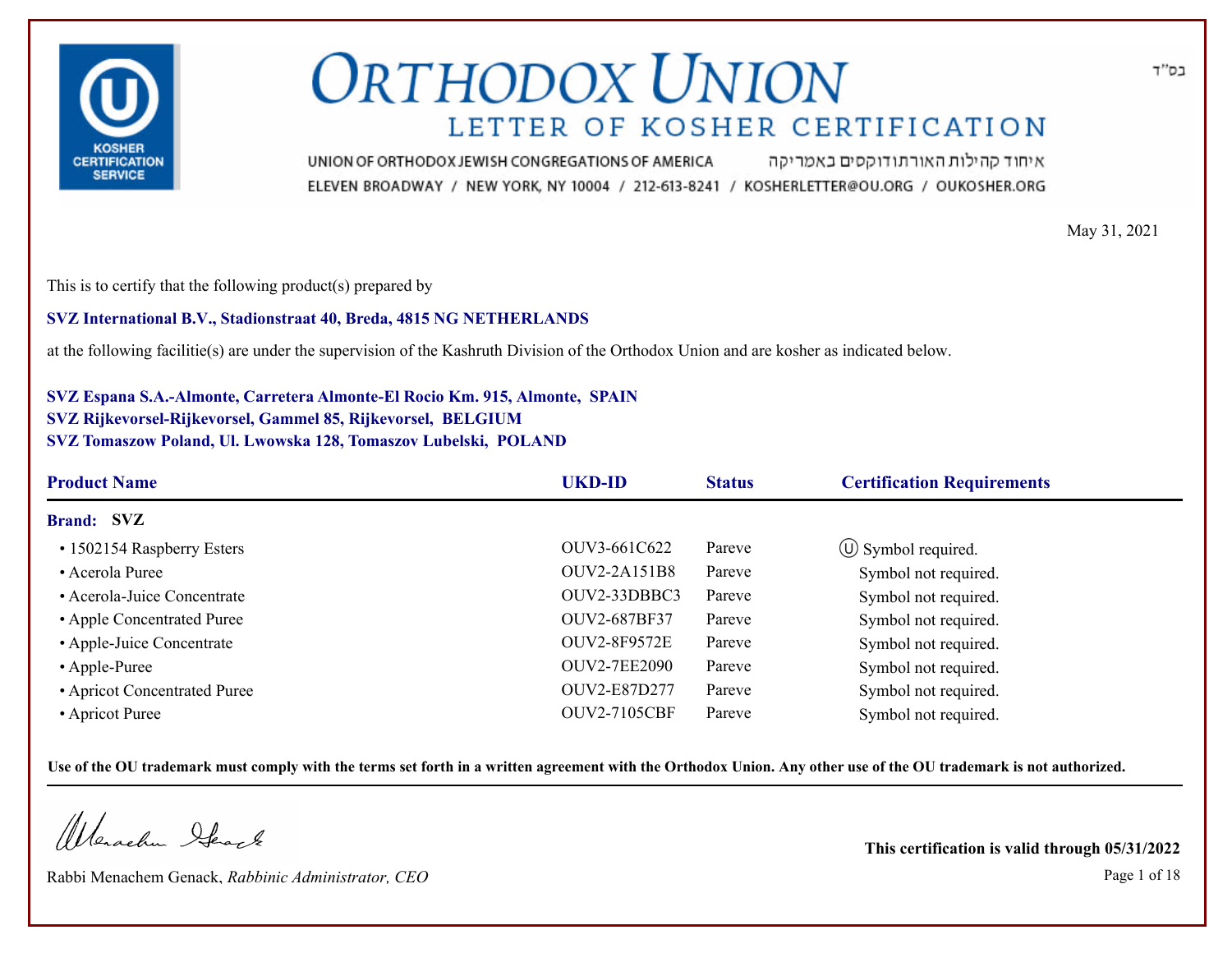KOSHER CERTIFICATION SERVICE

# ORTHODOX UNION

## LETTER OF KOSHER CERTIFICATION

בס"ד

UNION OF ORTHODOX JEWISH CONGREGATIONS OF AMERICA איחוד קהילות האורתודוקסים באמריקה

ELEVEN BROADWAY / NEW YORK, NY 10004 / 212-613-8241 / KOSHERLETTER@OU.ORG / OUKOSHER.ORG

May 31, 2021

This is to certify that the following product(s) prepared by

**SVZ International B.V., Stadionstraat 40, Breda, 4815 NG NETHERLANDS**

at the following facilitie(s) are under the supervision of the Kashruth Division of the Orthodox Union and are kosher as indicated below.

**SVZ Espana S.A.-Almonte, Carretera Almonte-El Rocio Km. 915, Almonte, SPAIN**
**SVZ Rijkevorsel-Rijkevorsel, Gammel 85, Rijkevorsel, BELGIUM**
**SVZ Tomaszow Poland, Ul. Lwowska 128, Tomaszov Lubelski, POLAND**

| Product Name | UKD-ID | Status | Certification Requirements |
|---|---|---|---|
| **Brand: SVZ** | | | |
| • 1502154 Raspberry Esters | OUV3-661C622 | Pareve | Ⓤ Symbol required. |
| • Acerola Puree | OUV2-2A151B8 | Pareve | Symbol not required. |
| • Acerola-Juice Concentrate | OUV2-33DBBC3 | Pareve | Symbol not required. |
| • Apple Concentrated Puree | OUV2-687BF37 | Pareve | Symbol not required. |
| • Apple-Juice Concentrate | OUV2-8F9572E | Pareve | Symbol not required. |
| • Apple-Puree | OUV2-7EE2090 | Pareve | Symbol not required. |
| • Apricot Concentrated Puree | OUV2-E87D277 | Pareve | Symbol not required. |
| • Apricot Puree | OUV2-7105CBF | Pareve | Symbol not required. |

**Use of the OU trademark must comply with the terms set forth in a written agreement with the Orthodox Union. Any other use of the OU trademark is not authorized.**

Rabbi Menachem Genack, *Rabbinic Administrator, CEO*

**This certification is valid through 05/31/2022**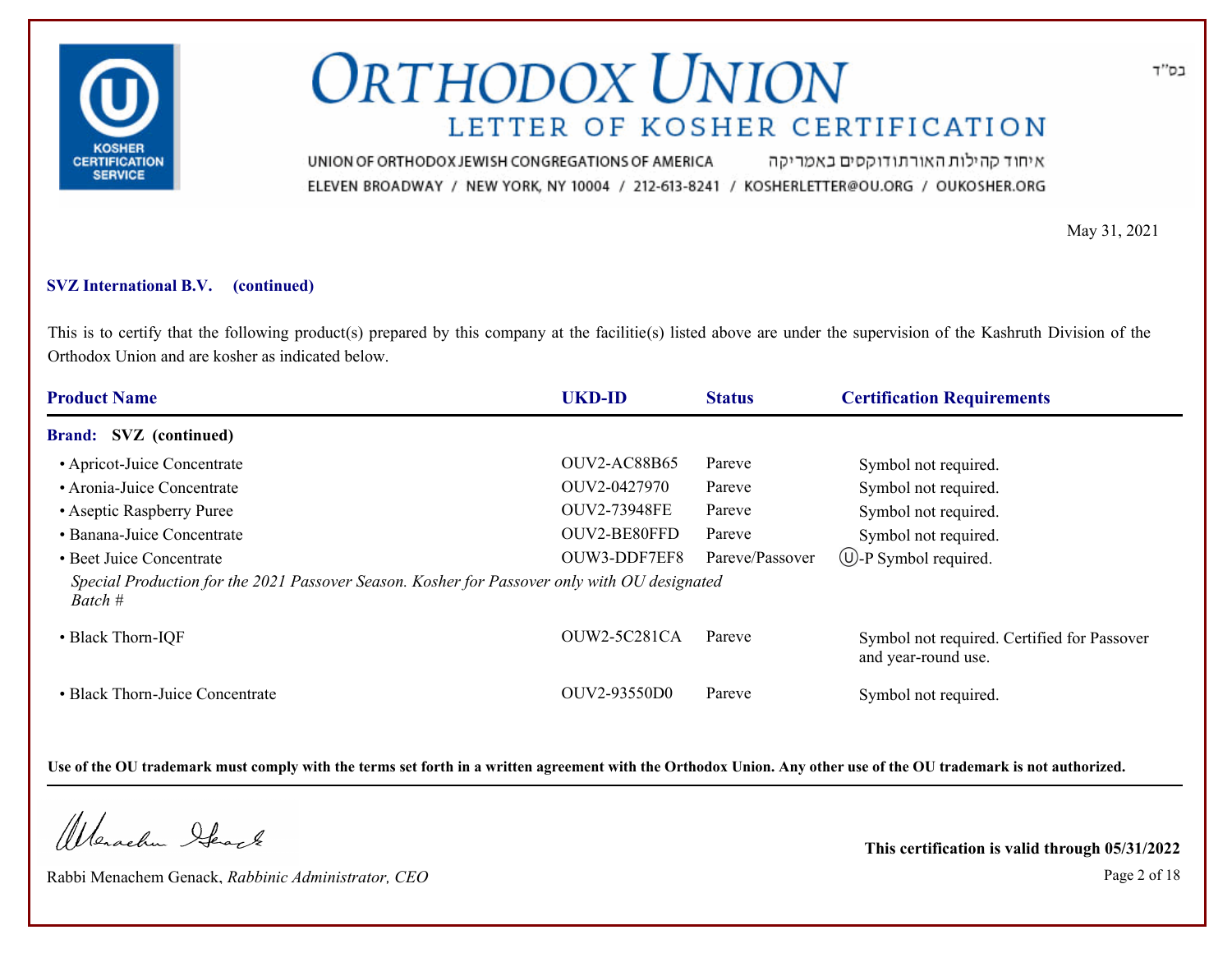# ORTHODOX UNION

## LETTER OF KOSHER CERTIFICATION

UNION OF ORTHODOX JEWISH CONGREGATIONS OF AMERICA איחוד קהילות האורתודוקסים באמריקה

ELEVEN BROADWAY / NEW YORK, NY 10004 / 212-613-8241 / KOSHERLETTER@OU.ORG / OUKOSHER.ORG

בס"ד

May 31, 2021

**SVZ International B.V. (continued)**

This is to certify that the following product(s) prepared by this company at the facilitie(s) listed above are under the supervision of the Kashruth Division of the Orthodox Union and are kosher as indicated below.

| Product Name | UKD-ID | Status | Certification Requirements |
|---|---|---|---|
| **Brand: SVZ (continued)** | | | |
| • Apricot-Juice Concentrate | OUV2-AC88B65 | Pareve | Symbol not required. |
| • Aronia-Juice Concentrate | OUV2-0427970 | Pareve | Symbol not required. |
| • Aseptic Raspberry Puree | OUV2-73948FE | Pareve | Symbol not required. |
| • Banana-Juice Concentrate | OUV2-BE80FFD | Pareve | Symbol not required. |
| • Beet Juice Concentrate<br>*Special Production for the 2021 Passover Season. Kosher for Passover only with OU designated Batch #* | OUW3-DDF7EF8 | Pareve/Passover | Ⓤ-P Symbol required. |
| • Black Thorn-IQF | OUW2-5C281CA | Pareve | Symbol not required. Certified for Passover and year-round use. |
| • Black Thorn-Juice Concentrate | OUV2-93550D0 | Pareve | Symbol not required. |

**Use of the OU trademark must comply with the terms set forth in a written agreement with the Orthodox Union. Any other use of the OU trademark is not authorized.**

Rabbi Menachem Genack, *Rabbinic Administrator, CEO*

**This certification is valid through 05/31/2022**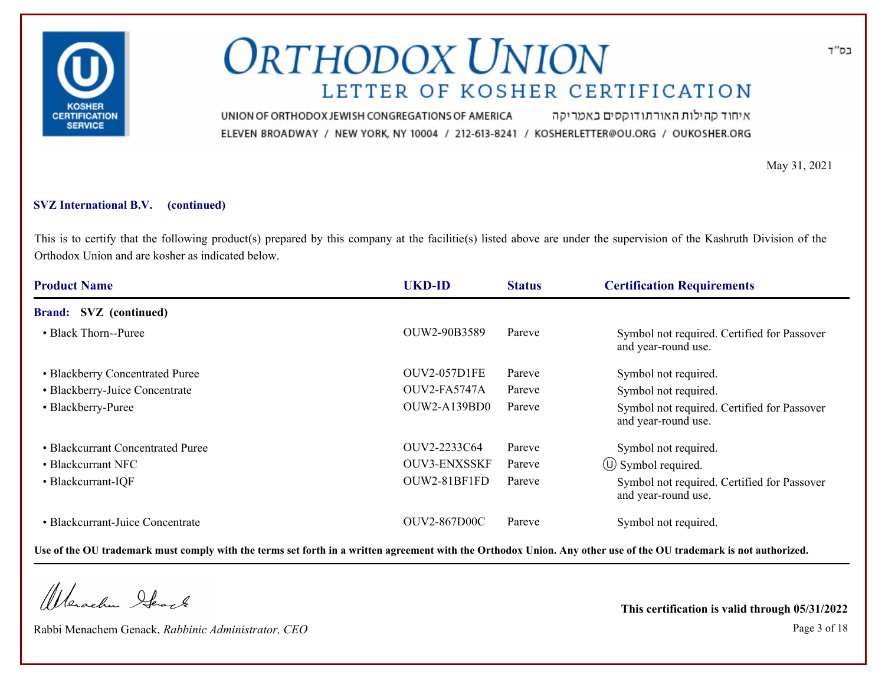# ORTHODOX UNION

## LETTER OF KOSHER CERTIFICATION

UNION OF ORTHODOX JEWISH CONGREGATIONS OF AMERICA איחוד קהילות האורתודוקסים באמריקה

ELEVEN BROADWAY / NEW YORK, NY 10004 / 212-613-8241 / KOSHERLETTER@OU.ORG / OUKOSHER.ORG

בס"ד

May 31, 2021

**SVZ International B.V. (continued)**

This is to certify that the following product(s) prepared by this company at the facilitie(s) listed above are under the supervision of the Kashruth Division of the Orthodox Union and are kosher as indicated below.

| Product Name | UKD-ID | Status | Certification Requirements |
|---|---|---|---|
| **Brand: SVZ (continued)** | | | |
| • Black Thorn--Puree | OUW2-90B3589 | Pareve | Symbol not required. Certified for Passover and year-round use. |
| • Blackberry Concentrated Puree | OUV2-057D1FE | Pareve | Symbol not required. |
| • Blackberry-Juice Concentrate | OUV2-FA5747A | Pareve | Symbol not required. |
| • Blackberry-Puree | OUW2-A139BD0 | Pareve | Symbol not required. Certified for Passover and year-round use. |
| • Blackcurrant Concentrated Puree | OUV2-2233C64 | Pareve | Symbol not required. |
| • Blackcurrant NFC | OUV3-ENXSSKF | Pareve | Ⓤ Symbol required. |
| • Blackcurrant-IQF | OUW2-81BF1FD | Pareve | Symbol not required. Certified for Passover and year-round use. |
| • Blackcurrant-Juice Concentrate | OUV2-867D00C | Pareve | Symbol not required. |

**Use of the OU trademark must comply with the terms set forth in a written agreement with the Orthodox Union. Any other use of the OU trademark is not authorized.**

Rabbi Menachem Genack, *Rabbinic Administrator, CEO*

**This certification is valid through 05/31/2022**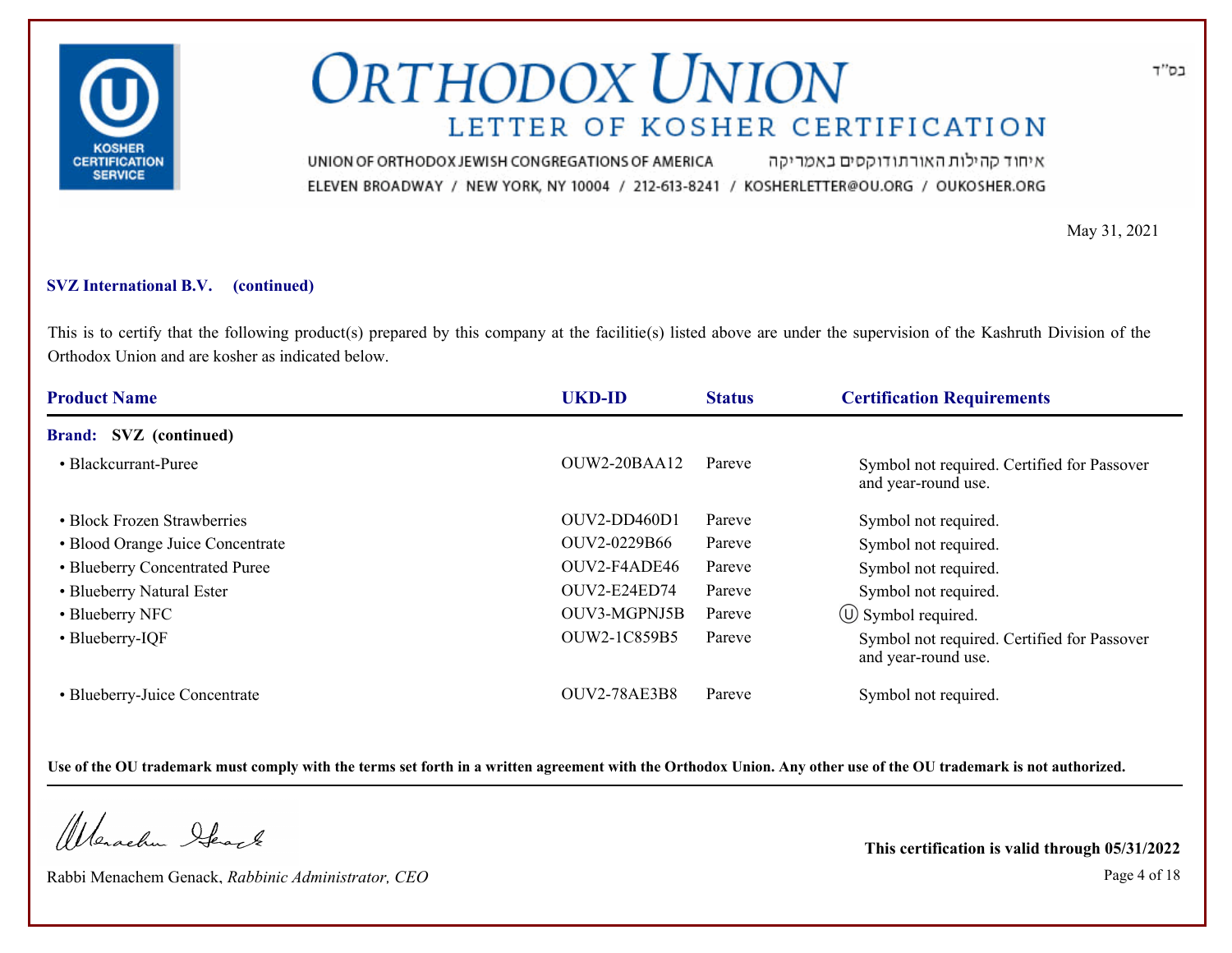# ORTHODOX UNION

## LETTER OF KOSHER CERTIFICATION

UNION OF ORTHODOX JEWISH CONGREGATIONS OF AMERICA איחוד קהילות האורתודוקסים באמריקה
ELEVEN BROADWAY / NEW YORK, NY 10004 / 212-613-8241 / KOSHERLETTER@OU.ORG / OUKOSHER.ORG

בס"ד

May 31, 2021

**SVZ International B.V. (continued)**

This is to certify that the following product(s) prepared by this company at the facilitie(s) listed above are under the supervision of the Kashruth Division of the Orthodox Union and are kosher as indicated below.

| Product Name | UKD-ID | Status | Certification Requirements |
|---|---|---|---|
| **Brand: SVZ (continued)** | | | |
| • Blackcurrant-Puree | OUW2-20BAA12 | Pareve | Symbol not required. Certified for Passover and year-round use. |
| • Block Frozen Strawberries | OUV2-DD460D1 | Pareve | Symbol not required. |
| • Blood Orange Juice Concentrate | OUV2-0229B66 | Pareve | Symbol not required. |
| • Blueberry Concentrated Puree | OUV2-F4ADE46 | Pareve | Symbol not required. |
| • Blueberry Natural Ester | OUV2-E24ED74 | Pareve | Symbol not required. |
| • Blueberry NFC | OUV3-MGPNJ5B | Pareve | Ⓤ Symbol required. |
| • Blueberry-IQF | OUW2-1C859B5 | Pareve | Symbol not required. Certified for Passover and year-round use. |
| • Blueberry-Juice Concentrate | OUV2-78AE3B8 | Pareve | Symbol not required. |

**Use of the OU trademark must comply with the terms set forth in a written agreement with the Orthodox Union. Any other use of the OU trademark is not authorized.**

Rabbi Menachem Genack, *Rabbinic Administrator, CEO*

**This certification is valid through 05/31/2022**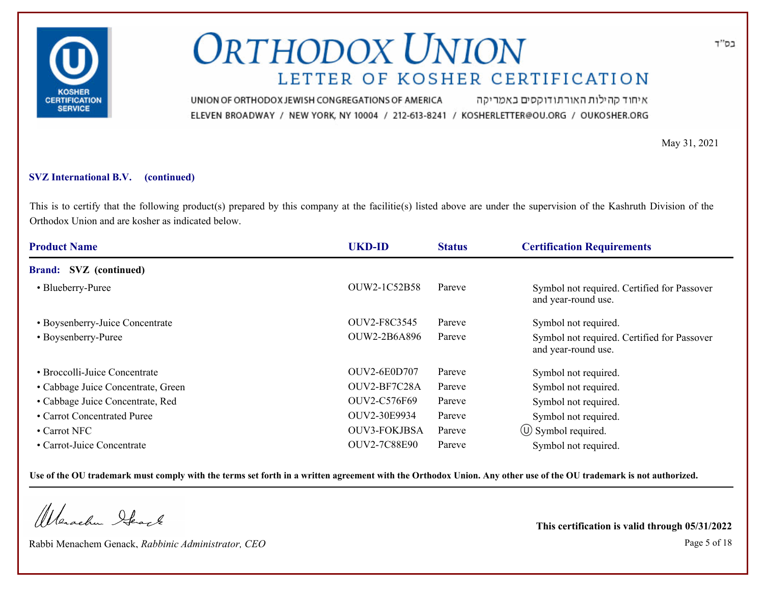# ORTHODOX UNION

## LETTER OF KOSHER CERTIFICATION

UNION OF ORTHODOX JEWISH CONGREGATIONS OF AMERICA איחוד קהילות האורתודוקסים באמריקה
ELEVEN BROADWAY / NEW YORK, NY 10004 / 212-613-8241 / KOSHERLETTER@OU.ORG / OUKOSHER.ORG

בס"ד

May 31, 2021

**SVZ International B.V. (continued)**

This is to certify that the following product(s) prepared by this company at the facilitie(s) listed above are under the supervision of the Kashruth Division of the Orthodox Union and are kosher as indicated below.

| Product Name | UKD-ID | Status | Certification Requirements |
|---|---|---|---|
| **Brand: SVZ (continued)** | | | |
| • Blueberry-Puree | OUW2-1C52B58 | Pareve | Symbol not required. Certified for Passover and year-round use. |
| • Boysenberry-Juice Concentrate | OUV2-F8C3545 | Pareve | Symbol not required. |
| • Boysenberry-Puree | OUW2-2B6A896 | Pareve | Symbol not required. Certified for Passover and year-round use. |
| • Broccolli-Juice Concentrate | OUV2-6E0D707 | Pareve | Symbol not required. |
| • Cabbage Juice Concentrate, Green | OUV2-BF7C28A | Pareve | Symbol not required. |
| • Cabbage Juice Concentrate, Red | OUV2-C576F69 | Pareve | Symbol not required. |
| • Carrot Concentrated Puree | OUV2-30E9934 | Pareve | Symbol not required. |
| • Carrot NFC | OUV3-FOKJBSA | Pareve | Ⓤ Symbol required. |
| • Carrot-Juice Concentrate | OUV2-7C88E90 | Pareve | Symbol not required. |

**Use of the OU trademark must comply with the terms set forth in a written agreement with the Orthodox Union. Any other use of the OU trademark is not authorized.**

Rabbi Menachem Genack, *Rabbinic Administrator, CEO*

**This certification is valid through 05/31/2022**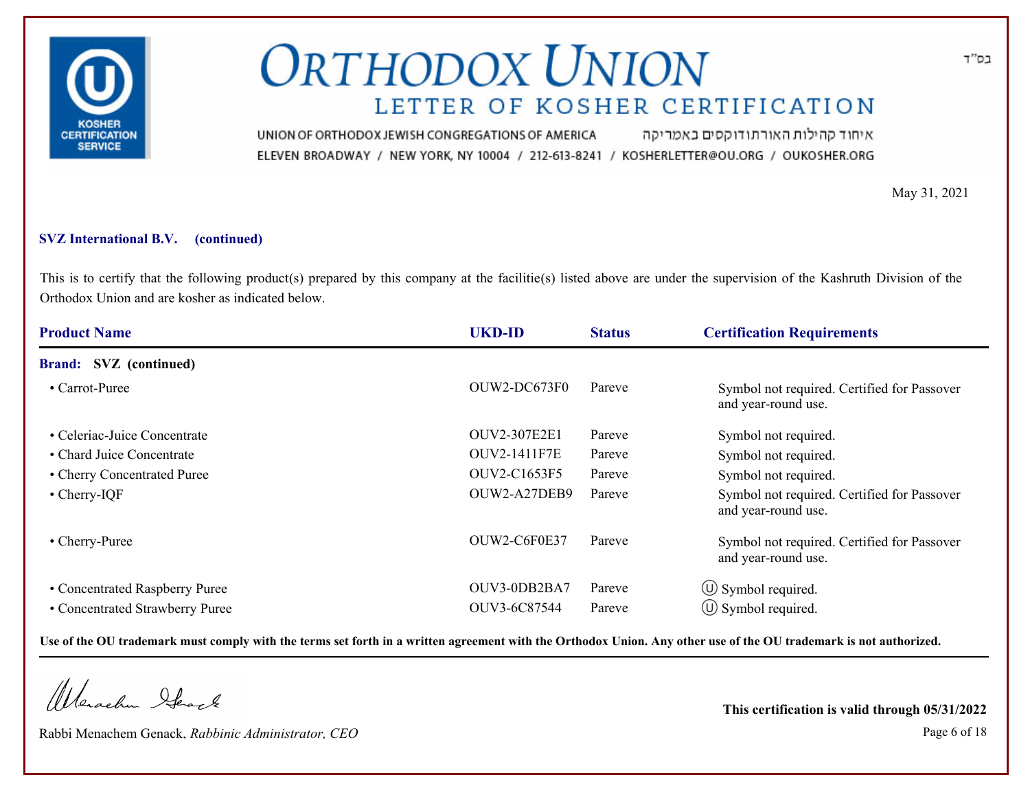# ORTHODOX UNION

## LETTER OF KOSHER CERTIFICATION

בס"ד

UNION OF ORTHODOX JEWISH CONGREGATIONS OF AMERICA איחוד קהילות האורתודוקסים באמריקה

ELEVEN BROADWAY / NEW YORK, NY 10004 / 212-613-8241 / KOSHERLETTER@OU.ORG / OUKOSHER.ORG

May 31, 2021

**SVZ International B.V. (continued)**

This is to certify that the following product(s) prepared by this company at the facilitie(s) listed above are under the supervision of the Kashruth Division of the Orthodox Union and are kosher as indicated below.

| Product Name | UKD-ID | Status | Certification Requirements |
|---|---|---|---|
| **Brand: SVZ (continued)** | | | |
| • Carrot-Puree | OUW2-DC673F0 | Pareve | Symbol not required. Certified for Passover and year-round use. |
| • Celeriac-Juice Concentrate | OUV2-307E2E1 | Pareve | Symbol not required. |
| • Chard Juice Concentrate | OUV2-1411F7E | Pareve | Symbol not required. |
| • Cherry Concentrated Puree | OUV2-C1653F5 | Pareve | Symbol not required. |
| • Cherry-IQF | OUW2-A27DEB9 | Pareve | Symbol not required. Certified for Passover and year-round use. |
| • Cherry-Puree | OUW2-C6F0E37 | Pareve | Symbol not required. Certified for Passover and year-round use. |
| • Concentrated Raspberry Puree | OUV3-0DB2BA7 | Pareve | Ⓤ Symbol required. |
| • Concentrated Strawberry Puree | OUV3-6C87544 | Pareve | Ⓤ Symbol required. |

**Use of the OU trademark must comply with the terms set forth in a written agreement with the Orthodox Union. Any other use of the OU trademark is not authorized.**

Rabbi Menachem Genack, *Rabbinic Administrator, CEO*

**This certification is valid through 05/31/2022**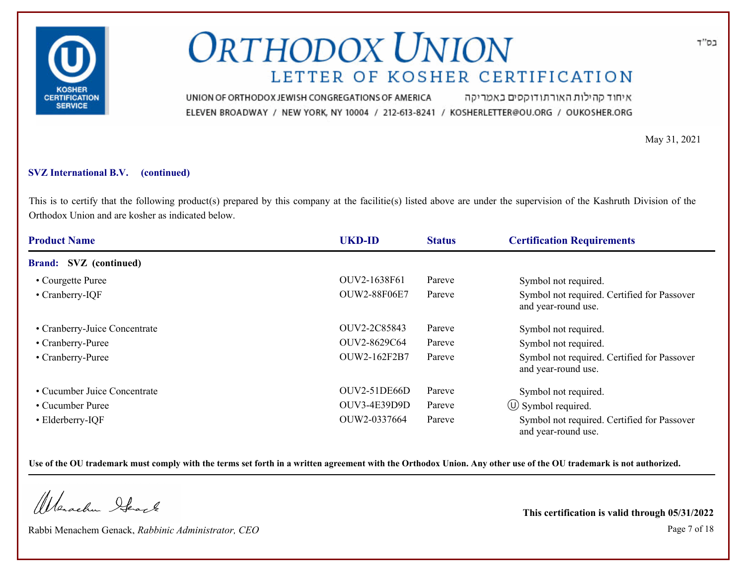# ORTHODOX UNION

## LETTER OF KOSHER CERTIFICATION

UNION OF ORTHODOX JEWISH CONGREGATIONS OF AMERICA איחוד קהילות האורתודוקסים באמריקה

ELEVEN BROADWAY / NEW YORK, NY 10004 / 212-613-8241 / KOSHERLETTER@OU.ORG / OUKOSHER.ORG

בס"ד

May 31, 2021

**SVZ International B.V. (continued)**

This is to certify that the following product(s) prepared by this company at the facilitie(s) listed above are under the supervision of the Kashruth Division of the Orthodox Union and are kosher as indicated below.

| Product Name | UKD-ID | Status | Certification Requirements |
|---|---|---|---|
| **Brand: SVZ (continued)** | | | |
| • Courgette Puree | OUV2-1638F61 | Pareve | Symbol not required. |
| • Cranberry-IQF | OUW2-88F06E7 | Pareve | Symbol not required. Certified for Passover and year-round use. |
| • Cranberry-Juice Concentrate | OUV2-2C85843 | Pareve | Symbol not required. |
| • Cranberry-Puree | OUV2-8629C64 | Pareve | Symbol not required. |
| • Cranberry-Puree | OUW2-162F2B7 | Pareve | Symbol not required. Certified for Passover and year-round use. |
| • Cucumber Juice Concentrate | OUV2-51DE66D | Pareve | Symbol not required. |
| • Cucumber Puree | OUV3-4E39D9D | Pareve | Ⓤ Symbol required. |
| • Elderberry-IQF | OUW2-0337664 | Pareve | Symbol not required. Certified for Passover and year-round use. |

**Use of the OU trademark must comply with the terms set forth in a written agreement with the Orthodox Union. Any other use of the OU trademark is not authorized.**

Rabbi Menachem Genack, *Rabbinic Administrator, CEO*

**This certification is valid through 05/31/2022**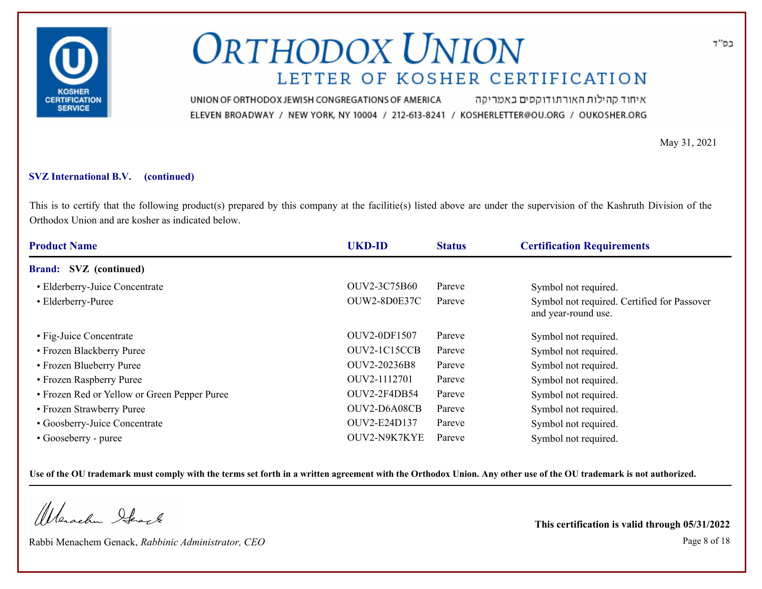# ORTHODOX UNION

## LETTER OF KOSHER CERTIFICATION

בס"ד

UNION OF ORTHODOX JEWISH CONGREGATIONS OF AMERICA איחוד קהילות האורתודוקסים באמריקה

ELEVEN BROADWAY / NEW YORK, NY 10004 / 212-613-8241 / KOSHERLETTER@OU.ORG / OUKOSHER.ORG

May 31, 2021

**SVZ International B.V. (continued)**

This is to certify that the following product(s) prepared by this company at the facilitie(s) listed above are under the supervision of the Kashruth Division of the Orthodox Union and are kosher as indicated below.

| Product Name | UKD-ID | Status | Certification Requirements |
|---|---|---|---|
| **Brand: SVZ (continued)** | | | |
| • Elderberry-Juice Concentrate | OUV2-3C75B60 | Pareve | Symbol not required. |
| • Elderberry-Puree | OUW2-8D0E37C | Pareve | Symbol not required. Certified for Passover and year-round use. |
| • Fig-Juice Concentrate | OUV2-0DF1507 | Pareve | Symbol not required. |
| • Frozen Blackberry Puree | OUV2-1C15CCB | Pareve | Symbol not required. |
| • Frozen Blueberry Puree | OUV2-20236B8 | Pareve | Symbol not required. |
| • Frozen Raspberry Puree | OUV2-1112701 | Pareve | Symbol not required. |
| • Frozen Red or Yellow or Green Pepper Puree | OUV2-2F4DB54 | Pareve | Symbol not required. |
| • Frozen Strawberry Puree | OUV2-D6A08CB | Pareve | Symbol not required. |
| • Goosberry-Juice Concentrate | OUV2-E24D137 | Pareve | Symbol not required. |
| • Gooseberry - puree | OUV2-N9K7KYE | Pareve | Symbol not required. |

**Use of the OU trademark must comply with the terms set forth in a written agreement with the Orthodox Union. Any other use of the OU trademark is not authorized.**

Rabbi Menachem Genack, *Rabbinic Administrator, CEO*

**This certification is valid through 05/31/2022**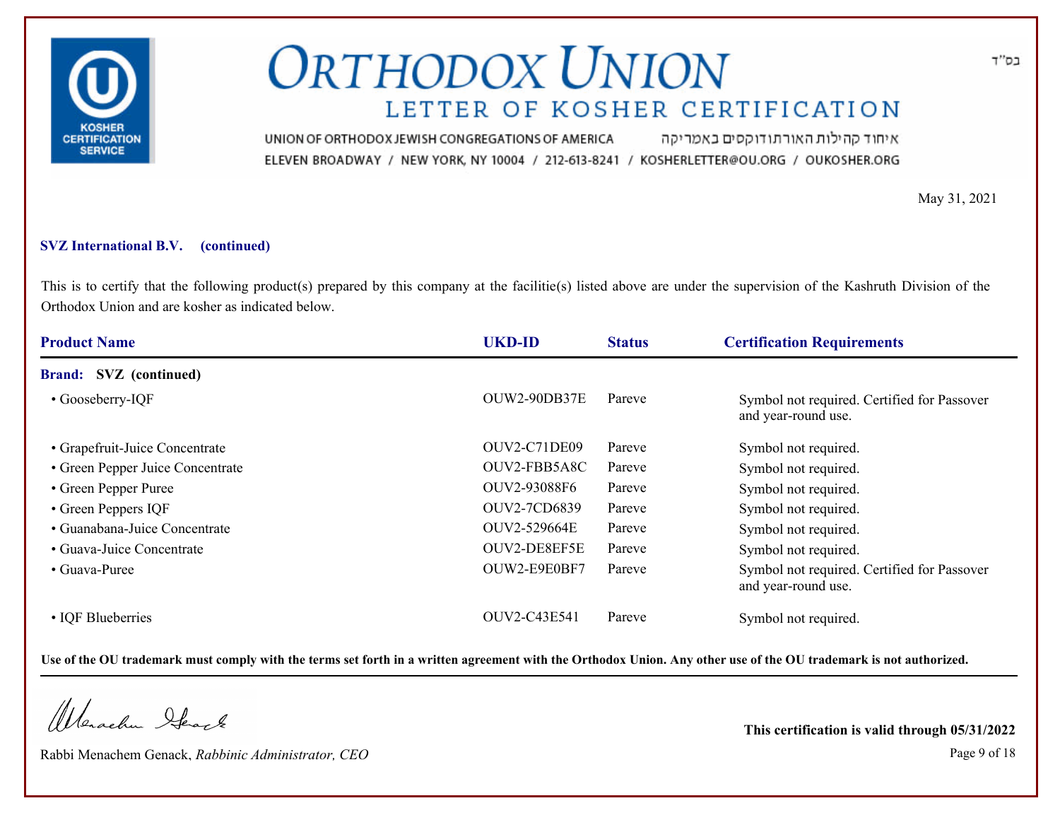# ORTHODOX UNION

## LETTER OF KOSHER CERTIFICATION

UNION OF ORTHODOX JEWISH CONGREGATIONS OF AMERICA איחוד קהילות האורתודוקסים באמריקה
ELEVEN BROADWAY / NEW YORK, NY 10004 / 212-613-8241 / KOSHERLETTER@OU.ORG / OUKOSHER.ORG

בס"ד

May 31, 2021

**SVZ International B.V. (continued)**

This is to certify that the following product(s) prepared by this company at the facilitie(s) listed above are under the supervision of the Kashruth Division of the Orthodox Union and are kosher as indicated below.

| Product Name | UKD-ID | Status | Certification Requirements |
|---|---|---|---|
| **Brand: SVZ (continued)** | | | |
| • Gooseberry-IQF | OUW2-90DB37E | Pareve | Symbol not required. Certified for Passover and year-round use. |
| • Grapefruit-Juice Concentrate | OUV2-C71DE09 | Pareve | Symbol not required. |
| • Green Pepper Juice Concentrate | OUV2-FBB5A8C | Pareve | Symbol not required. |
| • Green Pepper Puree | OUV2-93088F6 | Pareve | Symbol not required. |
| • Green Peppers IQF | OUV2-7CD6839 | Pareve | Symbol not required. |
| • Guanabana-Juice Concentrate | OUV2-529664E | Pareve | Symbol not required. |
| • Guava-Juice Concentrate | OUV2-DE8EF5E | Pareve | Symbol not required. |
| • Guava-Puree | OUW2-E9E0BF7 | Pareve | Symbol not required. Certified for Passover and year-round use. |
| • IQF Blueberries | OUV2-C43E541 | Pareve | Symbol not required. |

**Use of the OU trademark must comply with the terms set forth in a written agreement with the Orthodox Union. Any other use of the OU trademark is not authorized.**

Rabbi Menachem Genack, *Rabbinic Administrator, CEO*

**This certification is valid through 05/31/2022**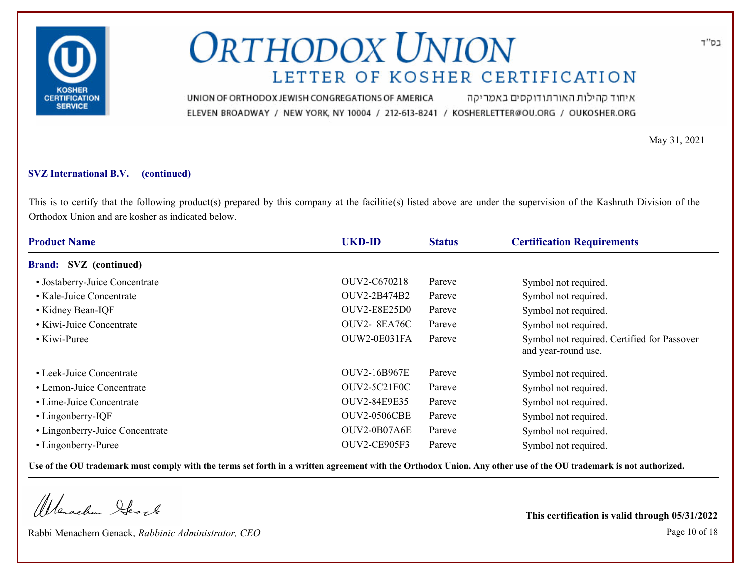# ORTHODOX UNION

## LETTER OF KOSHER CERTIFICATION

UNION OF ORTHODOX JEWISH CONGREGATIONS OF AMERICA איחוד קהילות האורתודוקסים באמריקה

ELEVEN BROADWAY / NEW YORK, NY 10004 / 212-613-8241 / KOSHERLETTER@OU.ORG / OUKOSHER.ORG

בס"ד

May 31, 2021

**SVZ International B.V. (continued)**

This is to certify that the following product(s) prepared by this company at the facilitie(s) listed above are under the supervision of the Kashruth Division of the Orthodox Union and are kosher as indicated below.

| Product Name | UKD-ID | Status | Certification Requirements |
|---|---|---|---|
| **Brand: SVZ (continued)** | | | |
| • Jostaberry-Juice Concentrate | OUV2-C670218 | Pareve | Symbol not required. |
| • Kale-Juice Concentrate | OUV2-2B474B2 | Pareve | Symbol not required. |
| • Kidney Bean-IQF | OUV2-E8E25D0 | Pareve | Symbol not required. |
| • Kiwi-Juice Concentrate | OUV2-18EA76C | Pareve | Symbol not required. |
| • Kiwi-Puree | OUW2-0E031FA | Pareve | Symbol not required. Certified for Passover and year-round use. |
| • Leek-Juice Concentrate | OUV2-16B967E | Pareve | Symbol not required. |
| • Lemon-Juice Concentrate | OUV2-5C21F0C | Pareve | Symbol not required. |
| • Lime-Juice Concentrate | OUV2-84E9E35 | Pareve | Symbol not required. |
| • Lingonberry-IQF | OUV2-0506CBE | Pareve | Symbol not required. |
| • Lingonberry-Juice Concentrate | OUV2-0B07A6E | Pareve | Symbol not required. |
| • Lingonberry-Puree | OUV2-CE905F3 | Pareve | Symbol not required. |

**Use of the OU trademark must comply with the terms set forth in a written agreement with the Orthodox Union. Any other use of the OU trademark is not authorized.**

Rabbi Menachem Genack, *Rabbinic Administrator, CEO*

**This certification is valid through 05/31/2022**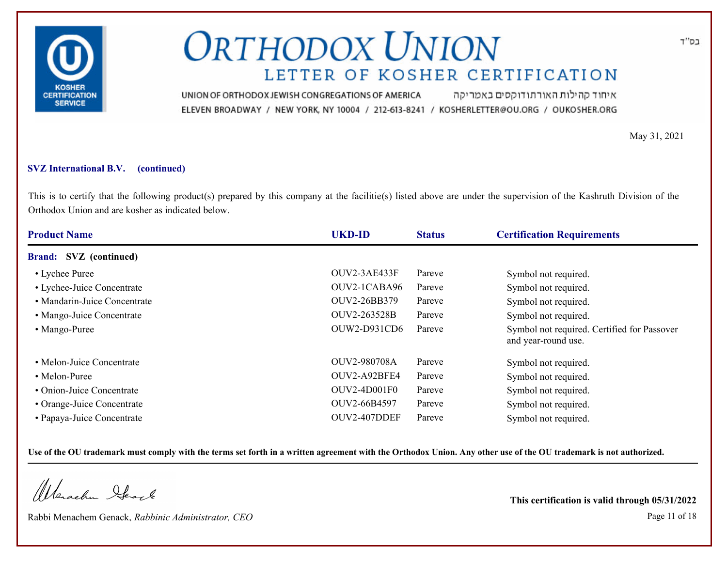# ORTHODOX UNION

## LETTER OF KOSHER CERTIFICATION

UNION OF ORTHODOX JEWISH CONGREGATIONS OF AMERICA איחוד קהילות האורתודוקסים באמריקה

ELEVEN BROADWAY / NEW YORK, NY 10004 / 212-613-8241 / KOSHERLETTER@OU.ORG / OUKOSHER.ORG

בס"ד

May 31, 2021

**SVZ International B.V. (continued)**

This is to certify that the following product(s) prepared by this company at the facilitie(s) listed above are under the supervision of the Kashruth Division of the Orthodox Union and are kosher as indicated below.

| Product Name | UKD-ID | Status | Certification Requirements |
|---|---|---|---|
| **Brand: SVZ (continued)** | | | |
| • Lychee Puree | OUV2-3AE433F | Pareve | Symbol not required. |
| • Lychee-Juice Concentrate | OUV2-1CABA96 | Pareve | Symbol not required. |
| • Mandarin-Juice Concentrate | OUV2-26BB379 | Pareve | Symbol not required. |
| • Mango-Juice Concentrate | OUV2-263528B | Pareve | Symbol not required. |
| • Mango-Puree | OUW2-D931CD6 | Pareve | Symbol not required. Certified for Passover and year-round use. |
| • Melon-Juice Concentrate | OUV2-980708A | Pareve | Symbol not required. |
| • Melon-Puree | OUV2-A92BFE4 | Pareve | Symbol not required. |
| • Onion-Juice Concentrate | OUV2-4D001F0 | Pareve | Symbol not required. |
| • Orange-Juice Concentrate | OUV2-66B4597 | Pareve | Symbol not required. |
| • Papaya-Juice Concentrate | OUV2-407DDEF | Pareve | Symbol not required. |

**Use of the OU trademark must comply with the terms set forth in a written agreement with the Orthodox Union. Any other use of the OU trademark is not authorized.**

Rabbi Menachem Genack, *Rabbinic Administrator, CEO*

**This certification is valid through 05/31/2022**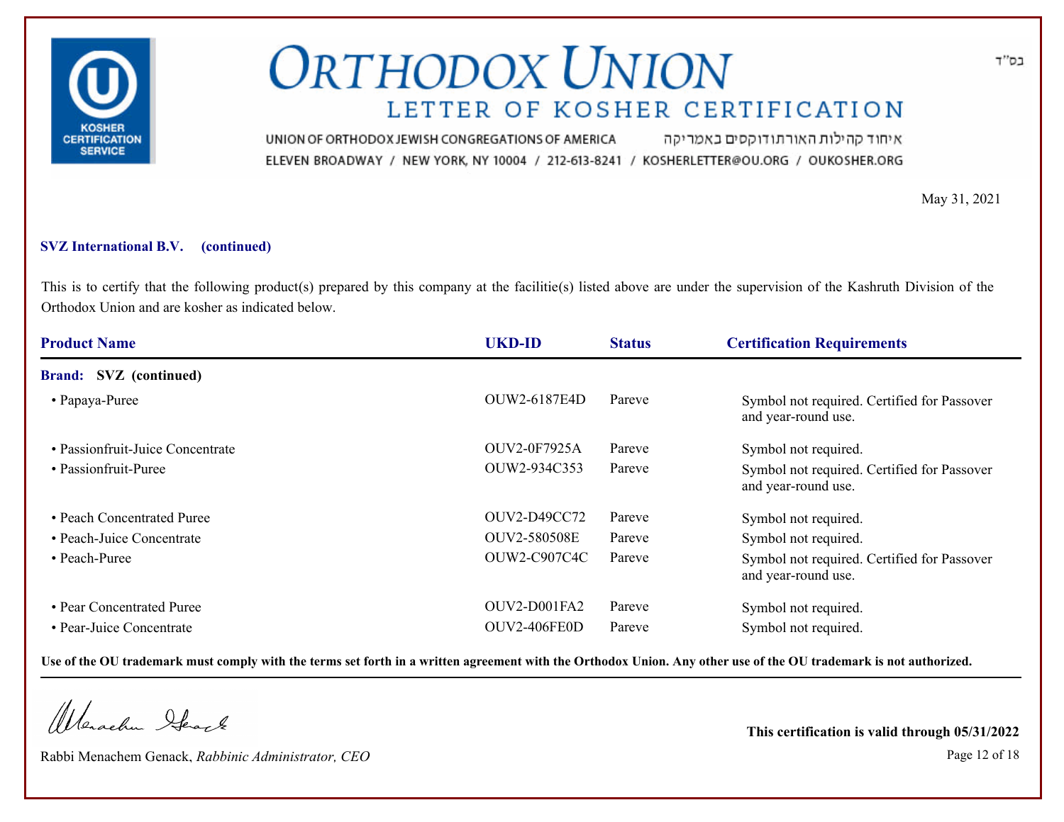# ORTHODOX UNION

## LETTER OF KOSHER CERTIFICATION

UNION OF ORTHODOX JEWISH CONGREGATIONS OF AMERICA איחוד קהילות האורתודוקסים באמריקה

ELEVEN BROADWAY / NEW YORK, NY 10004 / 212-613-8241 / KOSHERLETTER@OU.ORG / OUKOSHER.ORG

בס"ד

May 31, 2021

**SVZ International B.V. (continued)**

This is to certify that the following product(s) prepared by this company at the facilitie(s) listed above are under the supervision of the Kashruth Division of the Orthodox Union and are kosher as indicated below.

| Product Name | UKD-ID | Status | Certification Requirements |
|---|---|---|---|
| **Brand: SVZ (continued)** | | | |
| • Papaya-Puree | OUW2-6187E4D | Pareve | Symbol not required. Certified for Passover and year-round use. |
| • Passionfruit-Juice Concentrate | OUV2-0F7925A | Pareve | Symbol not required. |
| • Passionfruit-Puree | OUW2-934C353 | Pareve | Symbol not required. Certified for Passover and year-round use. |
| • Peach Concentrated Puree | OUV2-D49CC72 | Pareve | Symbol not required. |
| • Peach-Juice Concentrate | OUV2-580508E | Pareve | Symbol not required. |
| • Peach-Puree | OUW2-C907C4C | Pareve | Symbol not required. Certified for Passover and year-round use. |
| • Pear Concentrated Puree | OUV2-D001FA2 | Pareve | Symbol not required. |
| • Pear-Juice Concentrate | OUV2-406FE0D | Pareve | Symbol not required. |

**Use of the OU trademark must comply with the terms set forth in a written agreement with the Orthodox Union. Any other use of the OU trademark is not authorized.**

Rabbi Menachem Genack, *Rabbinic Administrator, CEO*

**This certification is valid through 05/31/2022**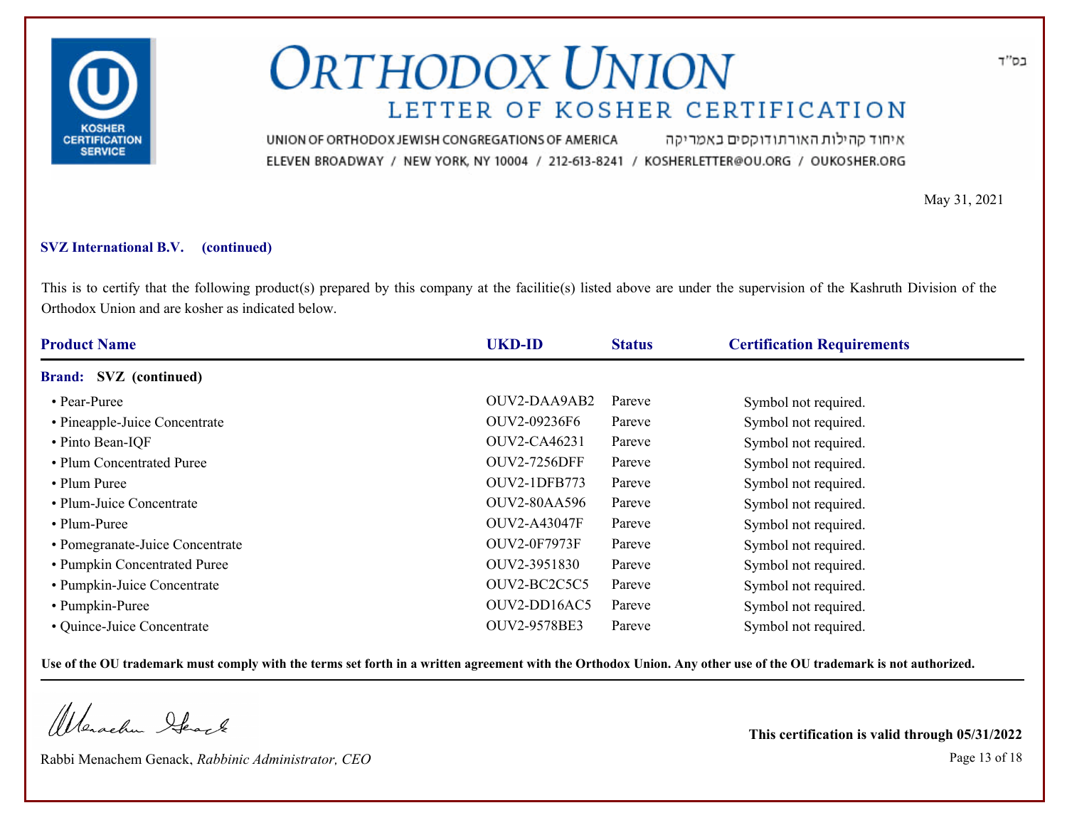# ORTHODOX UNION

## LETTER OF KOSHER CERTIFICATION

UNION OF ORTHODOX JEWISH CONGREGATIONS OF AMERICA איחוד קהילות האורתודוקסים באמריקה

ELEVEN BROADWAY / NEW YORK, NY 10004 / 212-613-8241 / KOSHERLETTER@OU.ORG / OUKOSHER.ORG

בס"ד

May 31, 2021

**SVZ International B.V. (continued)**

This is to certify that the following product(s) prepared by this company at the facilitie(s) listed above are under the supervision of the Kashruth Division of the Orthodox Union and are kosher as indicated below.

| Product Name | UKD-ID | Status | Certification Requirements |
|---|---|---|---|
| **Brand: SVZ (continued)** | | | |
| • Pear-Puree | OUV2-DAA9AB2 | Pareve | Symbol not required. |
| • Pineapple-Juice Concentrate | OUV2-09236F6 | Pareve | Symbol not required. |
| • Pinto Bean-IQF | OUV2-CA46231 | Pareve | Symbol not required. |
| • Plum Concentrated Puree | OUV2-7256DFF | Pareve | Symbol not required. |
| • Plum Puree | OUV2-1DFB773 | Pareve | Symbol not required. |
| • Plum-Juice Concentrate | OUV2-80AA596 | Pareve | Symbol not required. |
| • Plum-Puree | OUV2-A43047F | Pareve | Symbol not required. |
| • Pomegranate-Juice Concentrate | OUV2-0F7973F | Pareve | Symbol not required. |
| • Pumpkin Concentrated Puree | OUV2-3951830 | Pareve | Symbol not required. |
| • Pumpkin-Juice Concentrate | OUV2-BC2C5C5 | Pareve | Symbol not required. |
| • Pumpkin-Puree | OUV2-DD16AC5 | Pareve | Symbol not required. |
| • Quince-Juice Concentrate | OUV2-9578BE3 | Pareve | Symbol not required. |

**Use of the OU trademark must comply with the terms set forth in a written agreement with the Orthodox Union. Any other use of the OU trademark is not authorized.**

Rabbi Menachem Genack, *Rabbinic Administrator, CEO*

**This certification is valid through 05/31/2022**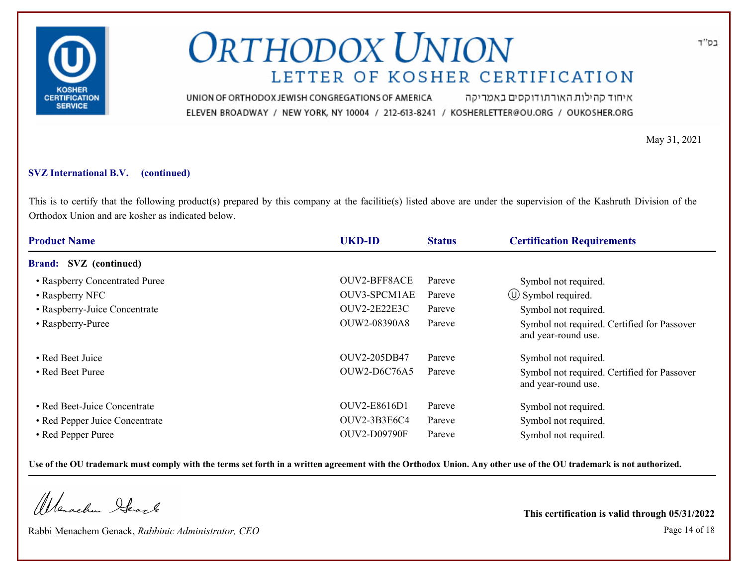# ORTHODOX UNION

## LETTER OF KOSHER CERTIFICATION

UNION OF ORTHODOX JEWISH CONGREGATIONS OF AMERICA איחוד קהילות האורתודוקסים באמריקה

ELEVEN BROADWAY / NEW YORK, NY 10004 / 212-613-8241 / KOSHERLETTER@OU.ORG / OUKOSHER.ORG

בס"ד

May 31, 2021

**SVZ International B.V. (continued)**

This is to certify that the following product(s) prepared by this company at the facilitie(s) listed above are under the supervision of the Kashruth Division of the Orthodox Union and are kosher as indicated below.

| Product Name | UKD-ID | Status | Certification Requirements |
|---|---|---|---|
| **Brand: SVZ (continued)** | | | |
| • Raspberry Concentrated Puree | OUV2-BFF8ACE | Pareve | Symbol not required. |
| • Raspberry NFC | OUV3-SPCM1AE | Pareve | Ⓤ Symbol required. |
| • Raspberry-Juice Concentrate | OUV2-2E22E3C | Pareve | Symbol not required. |
| • Raspberry-Puree | OUW2-08390A8 | Pareve | Symbol not required. Certified for Passover and year-round use. |
| • Red Beet Juice | OUV2-205DB47 | Pareve | Symbol not required. |
| • Red Beet Puree | OUW2-D6C76A5 | Pareve | Symbol not required. Certified for Passover and year-round use. |
| • Red Beet-Juice Concentrate | OUV2-E8616D1 | Pareve | Symbol not required. |
| • Red Pepper Juice Concentrate | OUV2-3B3E6C4 | Pareve | Symbol not required. |
| • Red Pepper Puree | OUV2-D09790F | Pareve | Symbol not required. |

**Use of the OU trademark must comply with the terms set forth in a written agreement with the Orthodox Union. Any other use of the OU trademark is not authorized.**

Rabbi Menachem Genack, *Rabbinic Administrator, CEO*

**This certification is valid through 05/31/2022**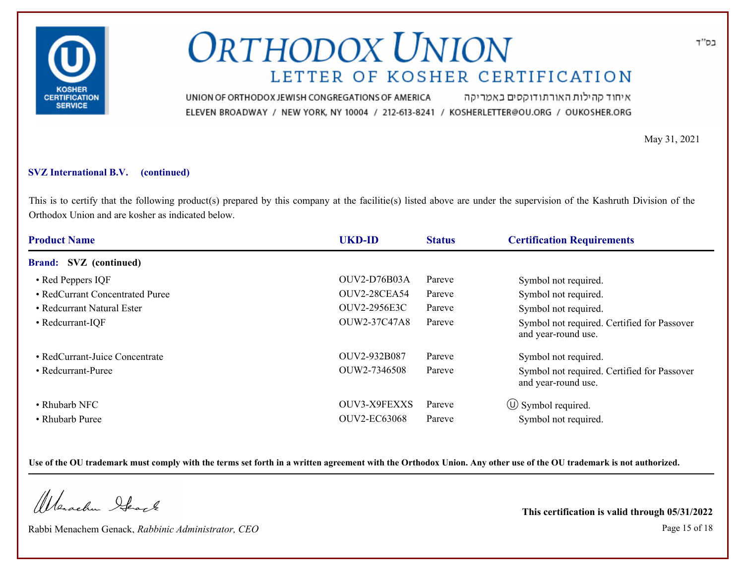# ORTHODOX UNION

## LETTER OF KOSHER CERTIFICATION

UNION OF ORTHODOX JEWISH CONGREGATIONS OF AMERICA איחוד קהילות האורתודוקסים באמריקה
ELEVEN BROADWAY / NEW YORK, NY 10004 / 212-613-8241 / KOSHERLETTER@OU.ORG / OUKOSHER.ORG

בס"ד

May 31, 2021

**SVZ International B.V. (continued)**

This is to certify that the following product(s) prepared by this company at the facilitie(s) listed above are under the supervision of the Kashruth Division of the Orthodox Union and are kosher as indicated below.

| Product Name | UKD-ID | Status | Certification Requirements |
|---|---|---|---|
| **Brand: SVZ (continued)** | | | |
| • Red Peppers IQF | OUV2-D76B03A | Pareve | Symbol not required. |
| • RedCurrant Concentrated Puree | OUV2-28CEA54 | Pareve | Symbol not required. |
| • Redcurrant Natural Ester | OUV2-2956E3C | Pareve | Symbol not required. |
| • Redcurrant-IQF | OUW2-37C47A8 | Pareve | Symbol not required. Certified for Passover and year-round use. |
| • RedCurrant-Juice Concentrate | OUV2-932B087 | Pareve | Symbol not required. |
| • Redcurrant-Puree | OUW2-7346508 | Pareve | Symbol not required. Certified for Passover and year-round use. |
| • Rhubarb NFC | OUV3-X9FEXXS | Pareve | Ⓤ Symbol required. |
| • Rhubarb Puree | OUV2-EC63068 | Pareve | Symbol not required. |

**Use of the OU trademark must comply with the terms set forth in a written agreement with the Orthodox Union. Any other use of the OU trademark is not authorized.**

Rabbi Menachem Genack, *Rabbinic Administrator, CEO*

**This certification is valid through 05/31/2022**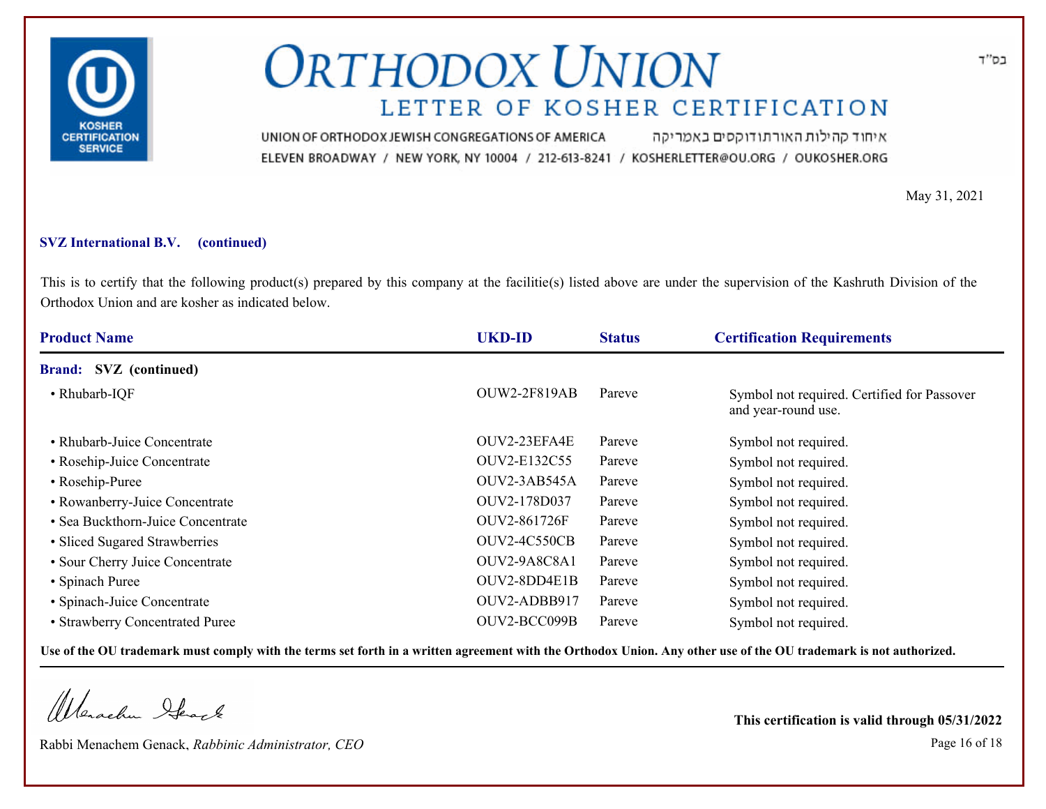# ORTHODOX UNION

## LETTER OF KOSHER CERTIFICATION

UNION OF ORTHODOX JEWISH CONGREGATIONS OF AMERICA איחוד קהילות האורתודוקסים באמריקה

ELEVEN BROADWAY / NEW YORK, NY 10004 / 212-613-8241 / KOSHERLETTER@OU.ORG / OUKOSHER.ORG

בס"ד

May 31, 2021

**SVZ International B.V. (continued)**

This is to certify that the following product(s) prepared by this company at the facilitie(s) listed above are under the supervision of the Kashruth Division of the Orthodox Union and are kosher as indicated below.

| Product Name | UKD-ID | Status | Certification Requirements |
|---|---|---|---|
| **Brand: SVZ (continued)** | | | |
| • Rhubarb-IQF | OUW2-2F819AB | Pareve | Symbol not required. Certified for Passover and year-round use. |
| • Rhubarb-Juice Concentrate | OUV2-23EFA4E | Pareve | Symbol not required. |
| • Rosehip-Juice Concentrate | OUV2-E132C55 | Pareve | Symbol not required. |
| • Rosehip-Puree | OUV2-3AB545A | Pareve | Symbol not required. |
| • Rowanberry-Juice Concentrate | OUV2-178D037 | Pareve | Symbol not required. |
| • Sea Buckthorn-Juice Concentrate | OUV2-861726F | Pareve | Symbol not required. |
| • Sliced Sugared Strawberries | OUV2-4C550CB | Pareve | Symbol not required. |
| • Sour Cherry Juice Concentrate | OUV2-9A8C8A1 | Pareve | Symbol not required. |
| • Spinach Puree | OUV2-8DD4E1B | Pareve | Symbol not required. |
| • Spinach-Juice Concentrate | OUV2-ADBB917 | Pareve | Symbol not required. |
| • Strawberry Concentrated Puree | OUV2-BCC099B | Pareve | Symbol not required. |

**Use of the OU trademark must comply with the terms set forth in a written agreement with the Orthodox Union. Any other use of the OU trademark is not authorized.**

Rabbi Menachem Genack, *Rabbinic Administrator, CEO*

**This certification is valid through 05/31/2022**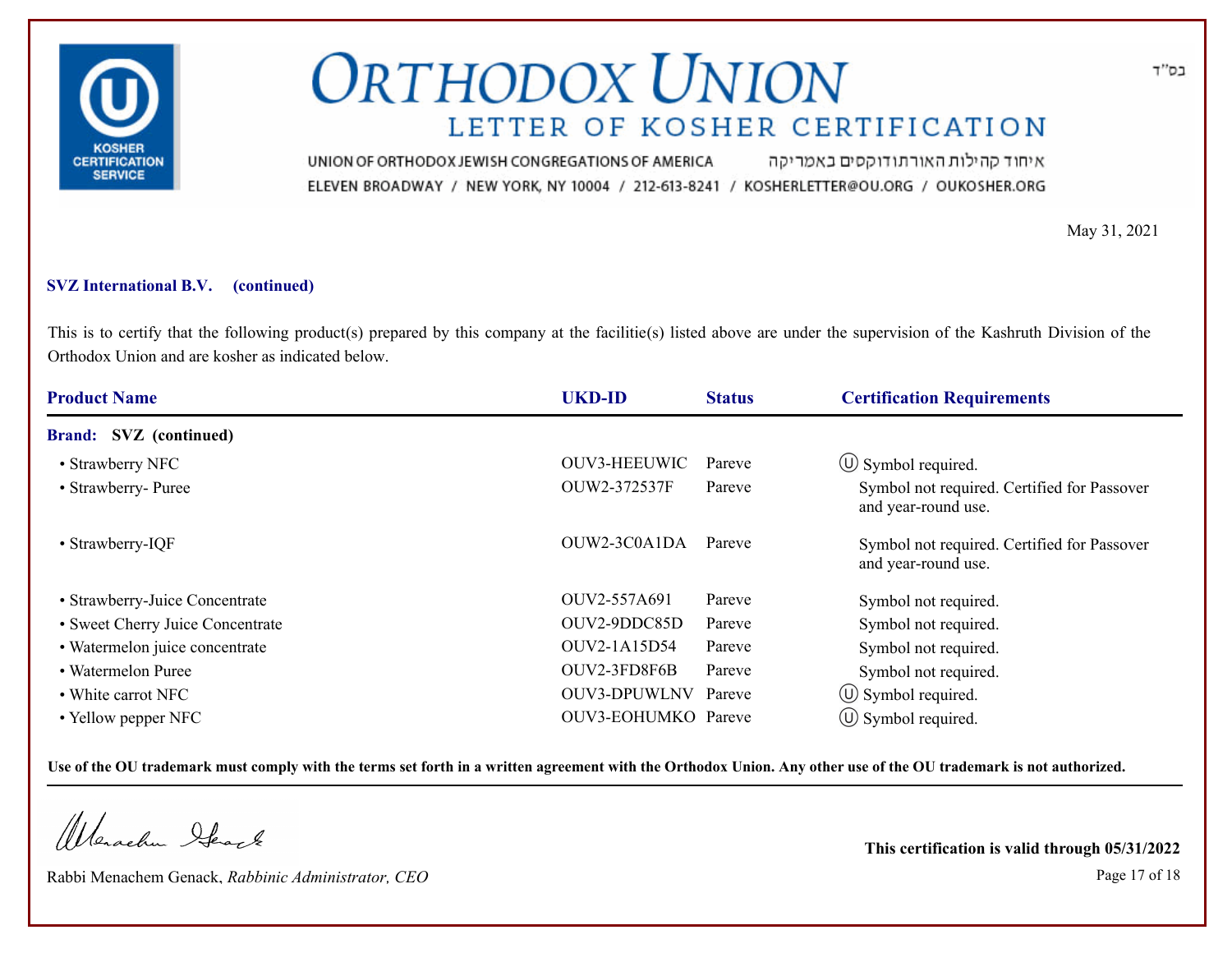# ORTHODOX UNION

## LETTER OF KOSHER CERTIFICATION

UNION OF ORTHODOX JEWISH CONGREGATIONS OF AMERICA איחוד קהילות האורתודוקסים באמריקה

ELEVEN BROADWAY / NEW YORK, NY 10004 / 212-613-8241 / KOSHERLETTER@OU.ORG / OUKOSHER.ORG

בס"ד

May 31, 2021

**SVZ International B.V. (continued)**

This is to certify that the following product(s) prepared by this company at the facilitie(s) listed above are under the supervision of the Kashruth Division of the Orthodox Union and are kosher as indicated below.

| Product Name | UKD-ID | Status | Certification Requirements |
|---|---|---|---|
| **Brand: SVZ (continued)** | | | |
| • Strawberry NFC | OUV3-HEEUWIC | Pareve | Ⓤ Symbol required. |
| • Strawberry- Puree | OUW2-372537F | Pareve | Symbol not required. Certified for Passover and year-round use. |
| • Strawberry-IQF | OUW2-3C0A1DA | Pareve | Symbol not required. Certified for Passover and year-round use. |
| • Strawberry-Juice Concentrate | OUV2-557A691 | Pareve | Symbol not required. |
| • Sweet Cherry Juice Concentrate | OUV2-9DDC85D | Pareve | Symbol not required. |
| • Watermelon juice concentrate | OUV2-1A15D54 | Pareve | Symbol not required. |
| • Watermelon Puree | OUV2-3FD8F6B | Pareve | Symbol not required. |
| • White carrot NFC | OUV3-DPUWLNV | Pareve | Ⓤ Symbol required. |
| • Yellow pepper NFC | OUV3-EOHUMKO | Pareve | Ⓤ Symbol required. |

**Use of the OU trademark must comply with the terms set forth in a written agreement with the Orthodox Union. Any other use of the OU trademark is not authorized.**

Rabbi Menachem Genack, *Rabbinic Administrator, CEO*

**This certification is valid through 05/31/2022**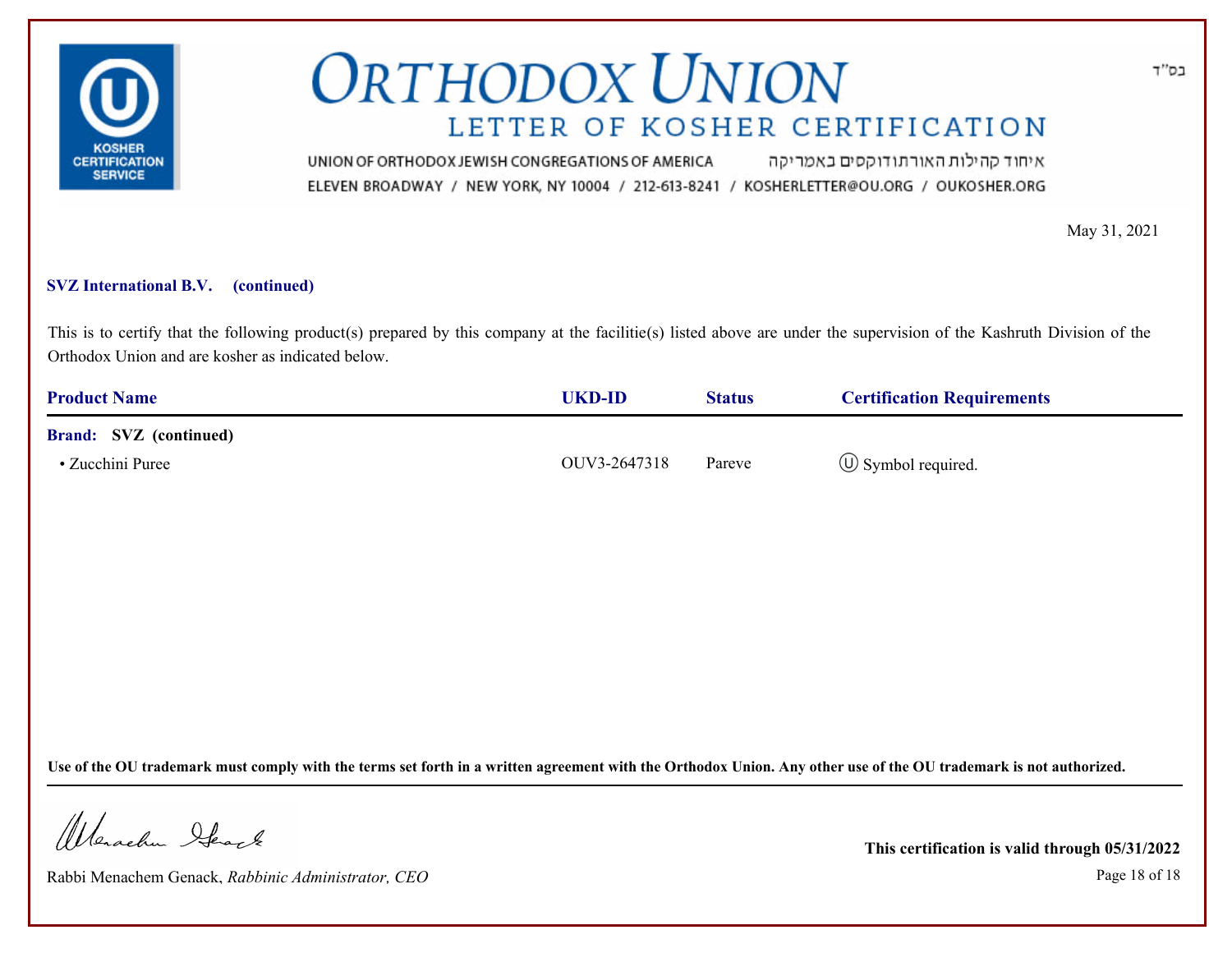בס"ד

# ORTHODOX UNION

## LETTER OF KOSHER CERTIFICATION

UNION OF ORTHODOX JEWISH CONGREGATIONS OF AMERICA איחוד קהילות האורתודוקסים באמריקה

ELEVEN BROADWAY / NEW YORK, NY 10004 / 212-613-8241 / KOSHERLETTER@OU.ORG / OUKOSHER.ORG

May 31, 2021

**SVZ International B.V. (continued)**

This is to certify that the following product(s) prepared by this company at the facilitie(s) listed above are under the supervision of the Kashruth Division of the Orthodox Union and are kosher as indicated below.

| Product Name | UKD-ID | Status | Certification Requirements |
|---|---|---|---|
| **Brand: SVZ (continued)** | | | |
| • Zucchini Puree | OUV3-2647318 | Pareve | Ⓤ Symbol required. |

**Use of the OU trademark must comply with the terms set forth in a written agreement with the Orthodox Union. Any other use of the OU trademark is not authorized.**

Rabbi Menachem Genack, *Rabbinic Administrator, CEO*

**This certification is valid through 05/31/2022**